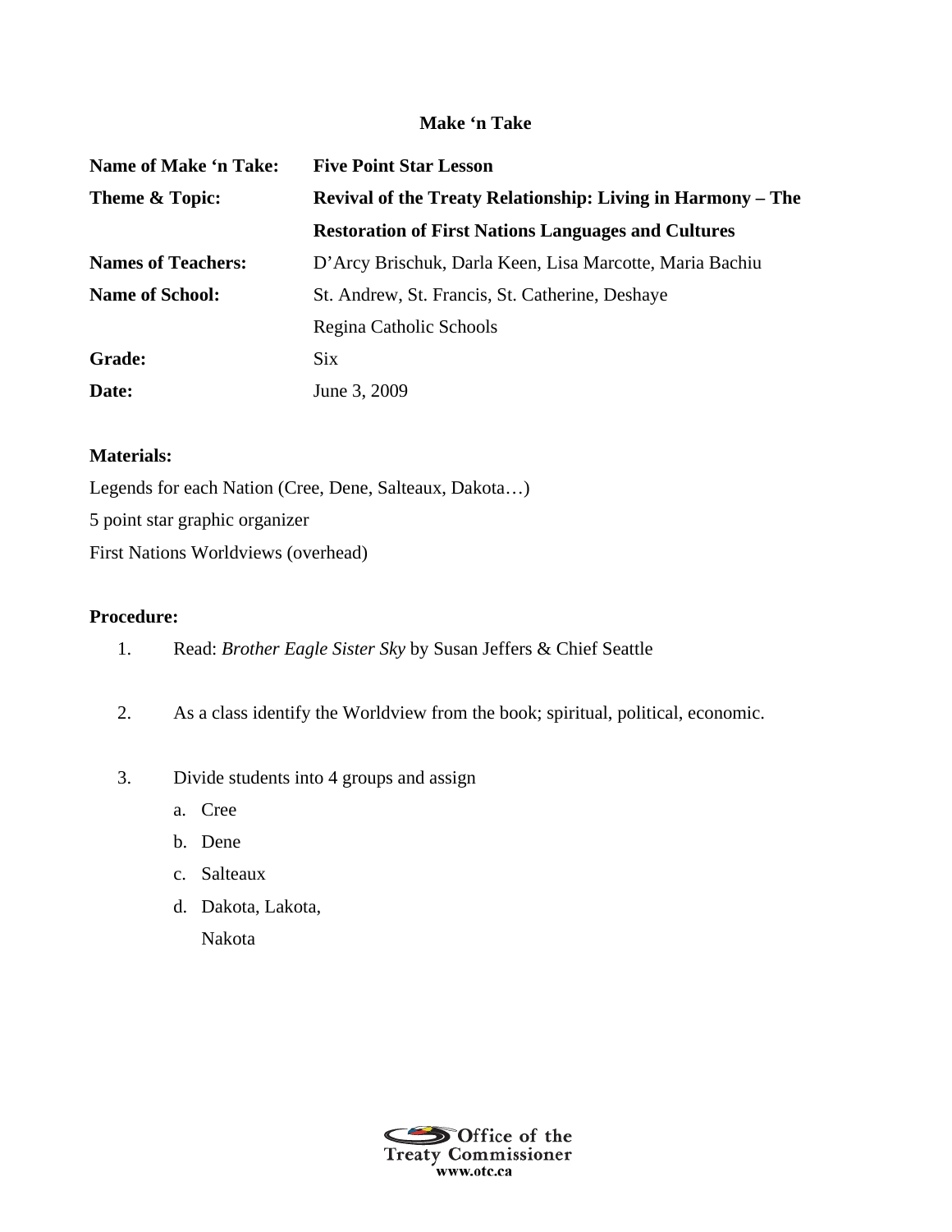# Make 'n Take

| | |
|---|---|
| **Name of Make 'n Take:** | **Five Point Star Lesson** |
| **Theme & Topic:** | **Revival of the Treaty Relationship: Living in Harmony – The Restoration of First Nations Languages and Cultures** |
| **Names of Teachers:** | D'Arcy Brischuk, Darla Keen, Lisa Marcotte, Maria Bachiu |
| **Name of School:** | St. Andrew, St. Francis, St. Catherine, Deshaye<br>Regina Catholic Schools |
| **Grade:** | Six |
| **Date:** | June 3, 2009 |

**Materials:**

Legends for each Nation (Cree, Dene, Salteaux, Dakota…)

5 point star graphic organizer

First Nations Worldviews (overhead)

**Procedure:**

1. Read: *Brother Eagle Sister Sky* by Susan Jeffers & Chief Seattle
2. As a class identify the Worldview from the book; spiritual, political, economic.
3. Divide students into 4 groups and assign
   a. Cree
   b. Dene
   c. Salteaux
   d. Dakota, Lakota, Nakota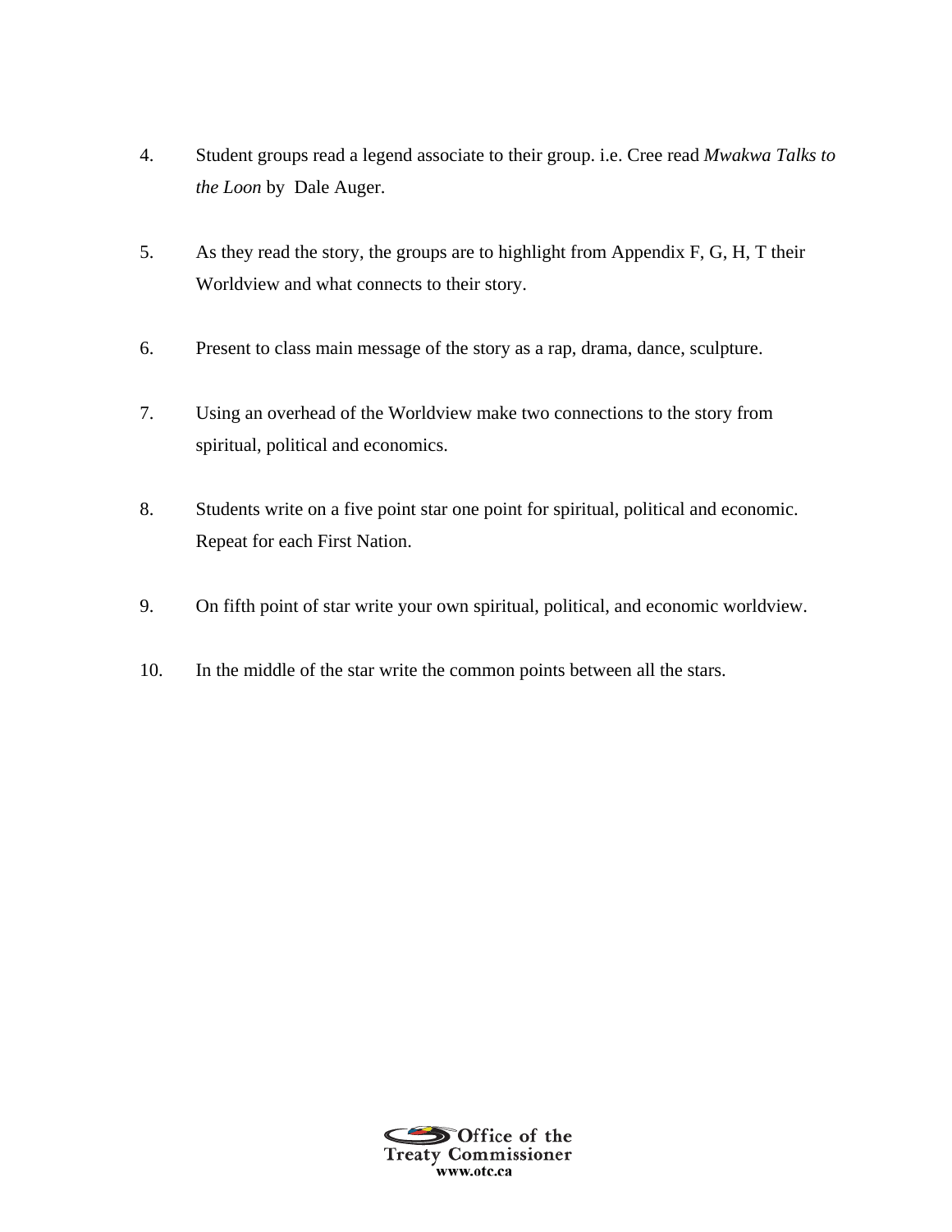4. Student groups read a legend associate to their group. i.e. Cree read *Mwakwa Talks to the Loon* by Dale Auger.

5. As they read the story, the groups are to highlight from Appendix F, G, H, T their Worldview and what connects to their story.

6. Present to class main message of the story as a rap, drama, dance, sculpture.

7. Using an overhead of the Worldview make two connections to the story from spiritual, political and economics.

8. Students write on a five point star one point for spiritual, political and economic. Repeat for each First Nation.

9. On fifth point of star write your own spiritual, political, and economic worldview.

10. In the middle of the star write the common points between all the stars.